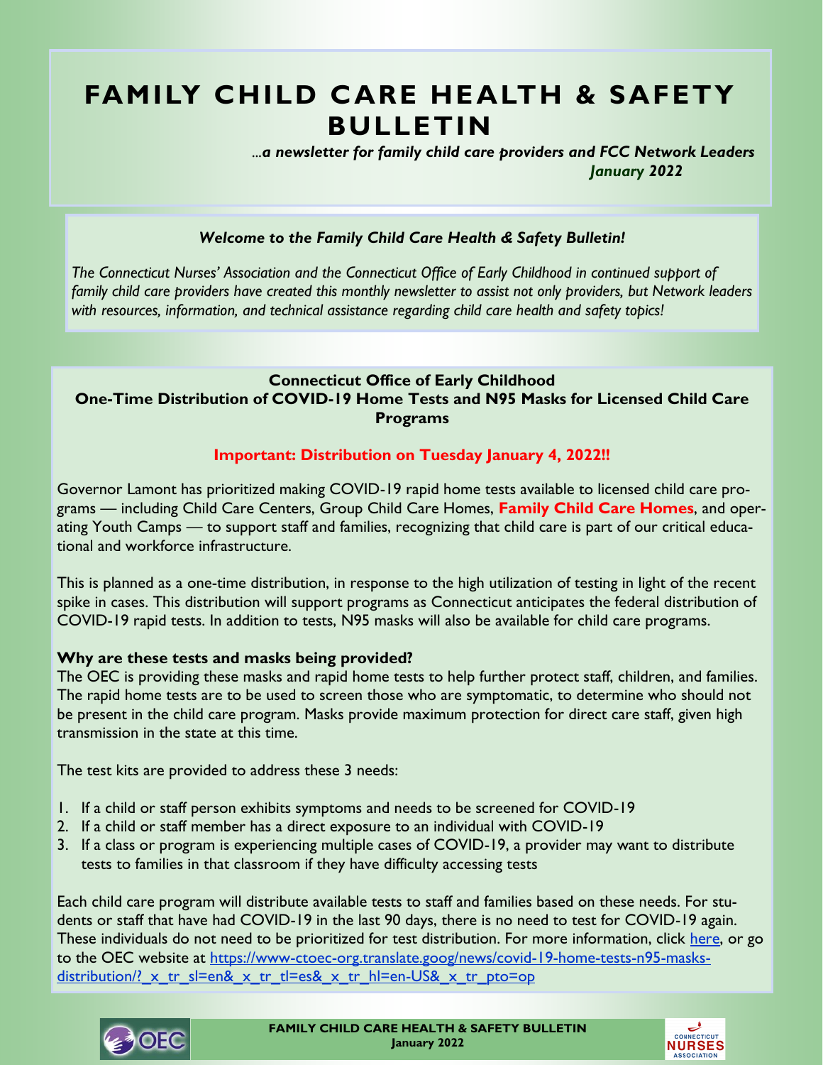# FAMILY CHILD CARE HEALTH & SAFETY BULLETIN

*...a newsletter for family child care providers and FCC Network Leaders*
***January 2022***

***Welcome to the Family Child Care Health & Safety Bulletin!***

*The Connecticut Nurses' Association and the Connecticut Office of Early Childhood in continued support of family child care providers have created this monthly newsletter to assist not only providers, but Network leaders with resources, information, and technical assistance regarding child care health and safety topics!*

## Connecticut Office of Early Childhood
## One-Time Distribution of COVID-19 Home Tests and N95 Masks for Licensed Child Care Programs

**Important: Distribution on Tuesday January 4, 2022!!**

Governor Lamont has prioritized making COVID-19 rapid home tests available to licensed child care programs — including Child Care Centers, Group Child Care Homes, **Family Child Care Homes**, and operating Youth Camps — to support staff and families, recognizing that child care is part of our critical educational and workforce infrastructure.

This is planned as a one-time distribution, in response to the high utilization of testing in light of the recent spike in cases. This distribution will support programs as Connecticut anticipates the federal distribution of COVID-19 rapid tests. In addition to tests, N95 masks will also be available for child care programs.

**Why are these tests and masks being provided?**
The OEC is providing these masks and rapid home tests to help further protect staff, children, and families. The rapid home tests are to be used to screen those who are symptomatic, to determine who should not be present in the child care program. Masks provide maximum protection for direct care staff, given high transmission in the state at this time.

The test kits are provided to address these 3 needs:

1. If a child or staff person exhibits symptoms and needs to be screened for COVID-19
2. If a child or staff member has a direct exposure to an individual with COVID-19
3. If a class or program is experiencing multiple cases of COVID-19, a provider may want to distribute tests to families in that classroom if they have difficulty accessing tests

Each child care program will distribute available tests to staff and families based on these needs. For students or staff that have had COVID-19 in the last 90 days, there is no need to test for COVID-19 again. These individuals do not need to be prioritized for test distribution. For more information, click here, or go to the OEC website at https://www-ctoec-org.translate.goog/news/covid-19-home-tests-n95-masks-distribution/?_x_tr_sl=en&_x_tr_tl=es&_x_tr_hl=en-US&_x_tr_pto=op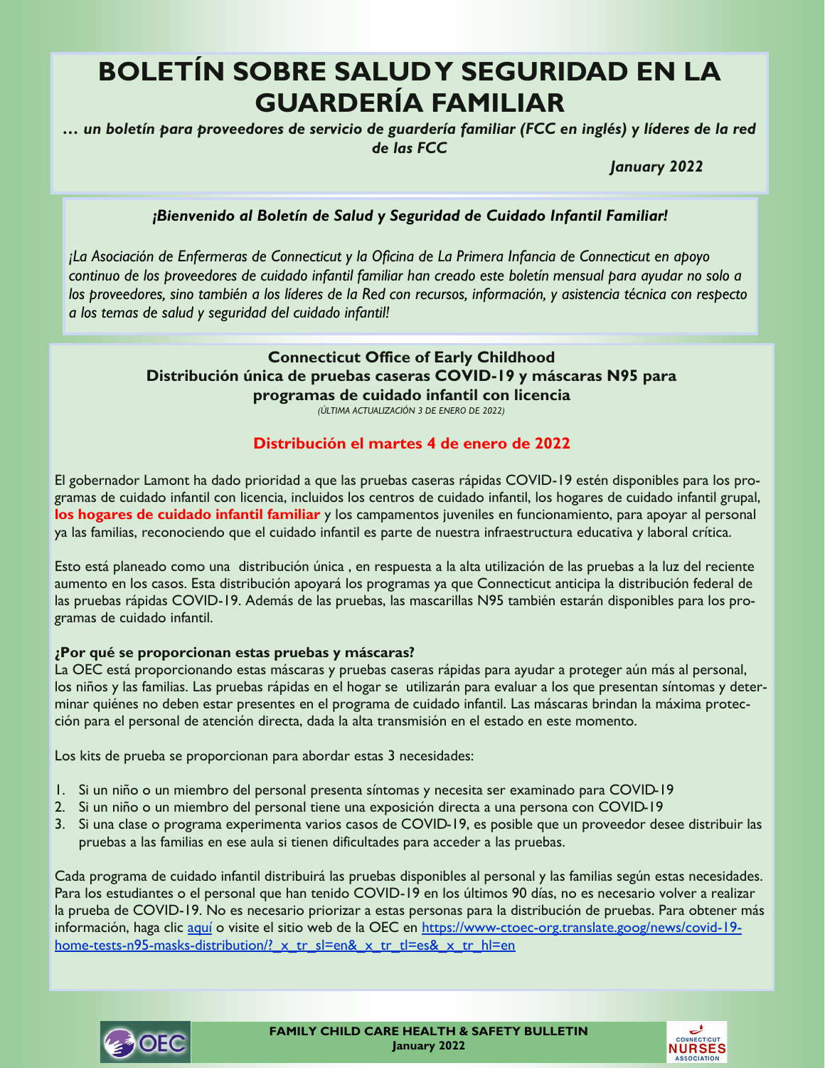# BOLETÍN SOBRE SALUD Y SEGURIDAD EN LA GUARDERÍA FAMILIAR

***… un boletín para proveedores de servicio de guardería familiar (FCC en inglés) y líderes de la red de las FCC***

***January 2022***

***¡Bienvenido al Boletín de Salud y Seguridad de Cuidado Infantil Familiar!***

*¡La Asociación de Enfermeras de Connecticut y la Oficina de La Primera Infancia de Connecticut en apoyo continuo de los proveedores de cuidado infantil familiar han creado este boletín mensual para ayudar no solo a los proveedores, sino también a los líderes de la Red con recursos, información, y asistencia técnica con respecto a los temas de salud y seguridad del cuidado infantil!*

## Connecticut Office of Early Childhood
## Distribución única de pruebas caseras COVID-19 y máscaras N95 para programas de cuidado infantil con licencia

*(ÚLTIMA ACTUALIZACIÓN 3 DE ENERO DE 2022)*

### Distribución el martes 4 de enero de 2022

El gobernador Lamont ha dado prioridad a que las pruebas caseras rápidas COVID-19 estén disponibles para los programas de cuidado infantil con licencia, incluidos los centros de cuidado infantil, los hogares de cuidado infantil grupal, **los hogares de cuidado infantil familiar** y los campamentos juveniles en funcionamiento, para apoyar al personal ya las familias, reconociendo que el cuidado infantil es parte de nuestra infraestructura educativa y laboral crítica.

Esto está planeado como una distribución única , en respuesta a la alta utilización de las pruebas a la luz del reciente aumento en los casos. Esta distribución apoyará los programas ya que Connecticut anticipa la distribución federal de las pruebas rápidas COVID-19. Además de las pruebas, las mascarillas N95 también estarán disponibles para los programas de cuidado infantil.

**¿Por qué se proporcionan estas pruebas y máscaras?**

La OEC está proporcionando estas máscaras y pruebas caseras rápidas para ayudar a proteger aún más al personal, los niños y las familias. Las pruebas rápidas en el hogar se utilizarán para evaluar a los que presentan síntomas y determinar quiénes no deben estar presentes en el programa de cuidado infantil. Las máscaras brindan la máxima protección para el personal de atención directa, dada la alta transmisión en el estado en este momento.

Los kits de prueba se proporcionan para abordar estas 3 necesidades:

1. Si un niño o un miembro del personal presenta síntomas y necesita ser examinado para COVID-19
2. Si un niño o un miembro del personal tiene una exposición directa a una persona con COVID-19
3. Si una clase o programa experimenta varios casos de COVID-19, es posible que un proveedor desee distribuir las pruebas a las familias en ese aula si tienen dificultades para acceder a las pruebas.

Cada programa de cuidado infantil distribuirá las pruebas disponibles al personal y las familias según estas necesidades. Para los estudiantes o el personal que han tenido COVID-19 en los últimos 90 días, no es necesario volver a realizar la prueba de COVID-19. No es necesario priorizar a estas personas para la distribución de pruebas. Para obtener más información, haga clic aquí o visite el sitio web de la OEC en https://www-ctoec-org.translate.goog/news/covid-19-home-tests-n95-masks-distribution/?_x_tr_sl=en&_x_tr_tl=es&_x_tr_hl=en